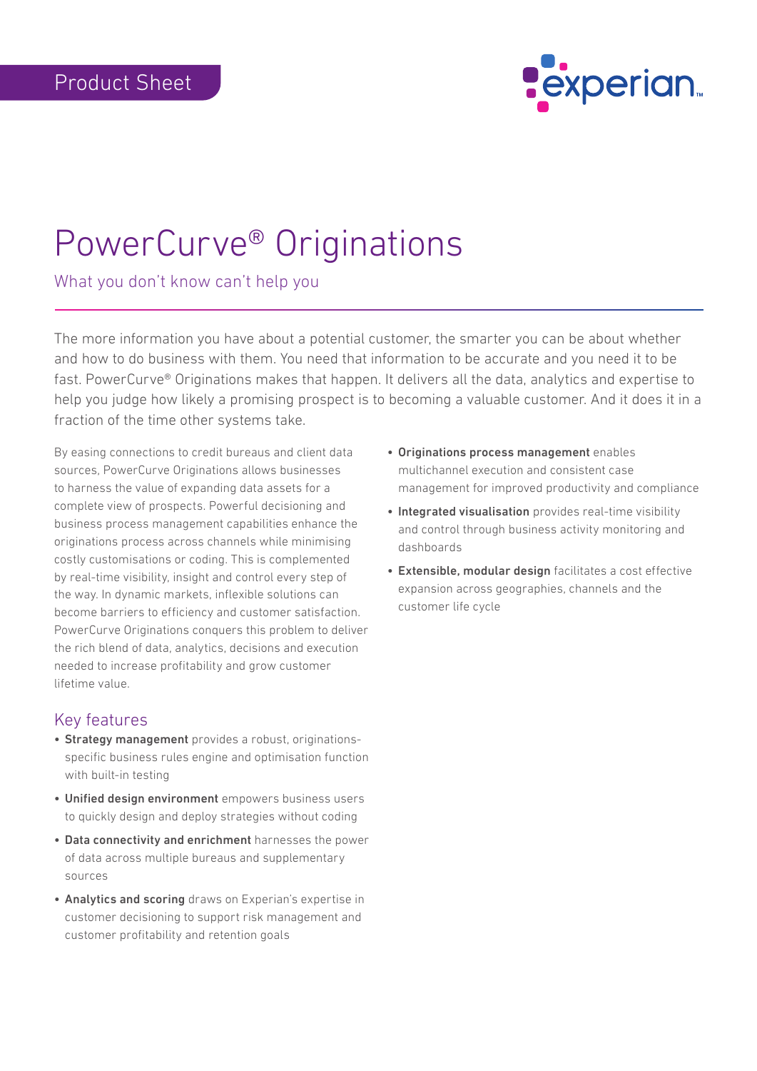Product Sheet

# PowerCurve® Originations

What you don't know can't help you

The more information you have about a potential customer, the smarter you can be about whether and how to do business with them. You need that information to be accurate and you need it to be fast. PowerCurve® Originations makes that happen. It delivers all the data, analytics and expertise to help you judge how likely a promising prospect is to becoming a valuable customer. And it does it in a fraction of the time other systems take.

By easing connections to credit bureaus and client data sources, PowerCurve Originations allows businesses to harness the value of expanding data assets for a complete view of prospects. Powerful decisioning and business process management capabilities enhance the originations process across channels while minimising costly customisations or coding. This is complemented by real-time visibility, insight and control every step of the way. In dynamic markets, inflexible solutions can become barriers to efficiency and customer satisfaction. PowerCurve Originations conquers this problem to deliver the rich blend of data, analytics, decisions and execution needed to increase profitability and grow customer lifetime value.

## Key features

- **Strategy management** provides a robust, originations-specific business rules engine and optimisation function with built-in testing
- **Unified design environment** empowers business users to quickly design and deploy strategies without coding
- **Data connectivity and enrichment** harnesses the power of data across multiple bureaus and supplementary sources
- **Analytics and scoring** draws on Experian's expertise in customer decisioning to support risk management and customer profitability and retention goals
- **Originations process management** enables multichannel execution and consistent case management for improved productivity and compliance
- **Integrated visualisation** provides real-time visibility and control through business activity monitoring and dashboards
- **Extensible, modular design** facilitates a cost effective expansion across geographies, channels and the customer life cycle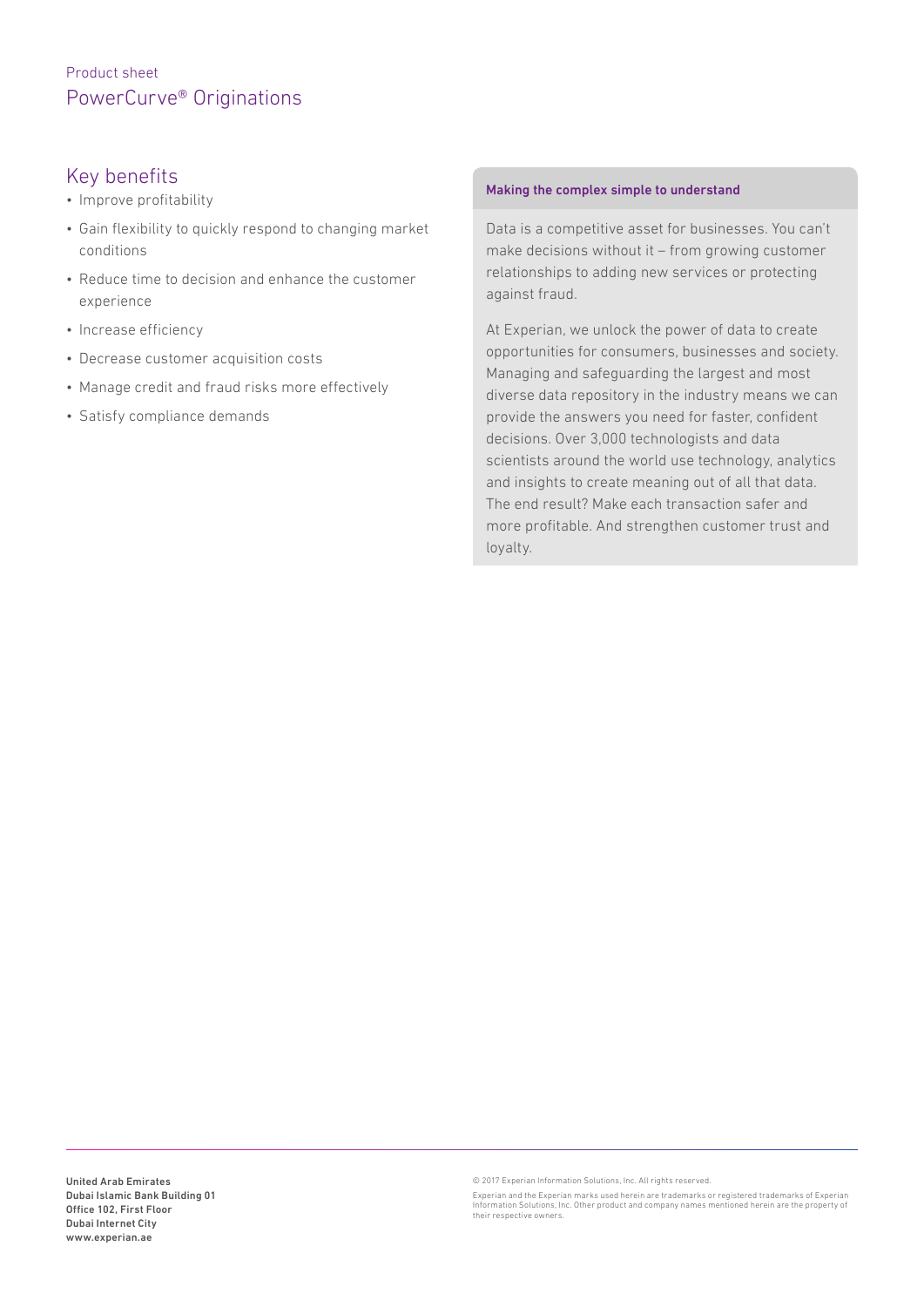Product sheet

# PowerCurve® Originations

## Key benefits

- Improve profitability
- Gain flexibility to quickly respond to changing market conditions
- Reduce time to decision and enhance the customer experience
- Increase efficiency
- Decrease customer acquisition costs
- Manage credit and fraud risks more effectively
- Satisfy compliance demands

**Making the complex simple to understand**

Data is a competitive asset for businesses. You can't make decisions without it – from growing customer relationships to adding new services or protecting against fraud.

At Experian, we unlock the power of data to create opportunities for consumers, businesses and society. Managing and safeguarding the largest and most diverse data repository in the industry means we can provide the answers you need for faster, confident decisions. Over 3,000 technologists and data scientists around the world use technology, analytics and insights to create meaning out of all that data. The end result? Make each transaction safer and more profitable. And strengthen customer trust and loyalty.

---

**United Arab Emirates**
**Dubai Islamic Bank Building 01**
**Office 102, First Floor**
**Dubai Internet City**
**www.experian.ae**

© 2017 Experian Information Solutions, Inc. All rights reserved.

Experian and the Experian marks used herein are trademarks or registered trademarks of Experian Information Solutions, Inc. Other product and company names mentioned herein are the property of their respective owners.